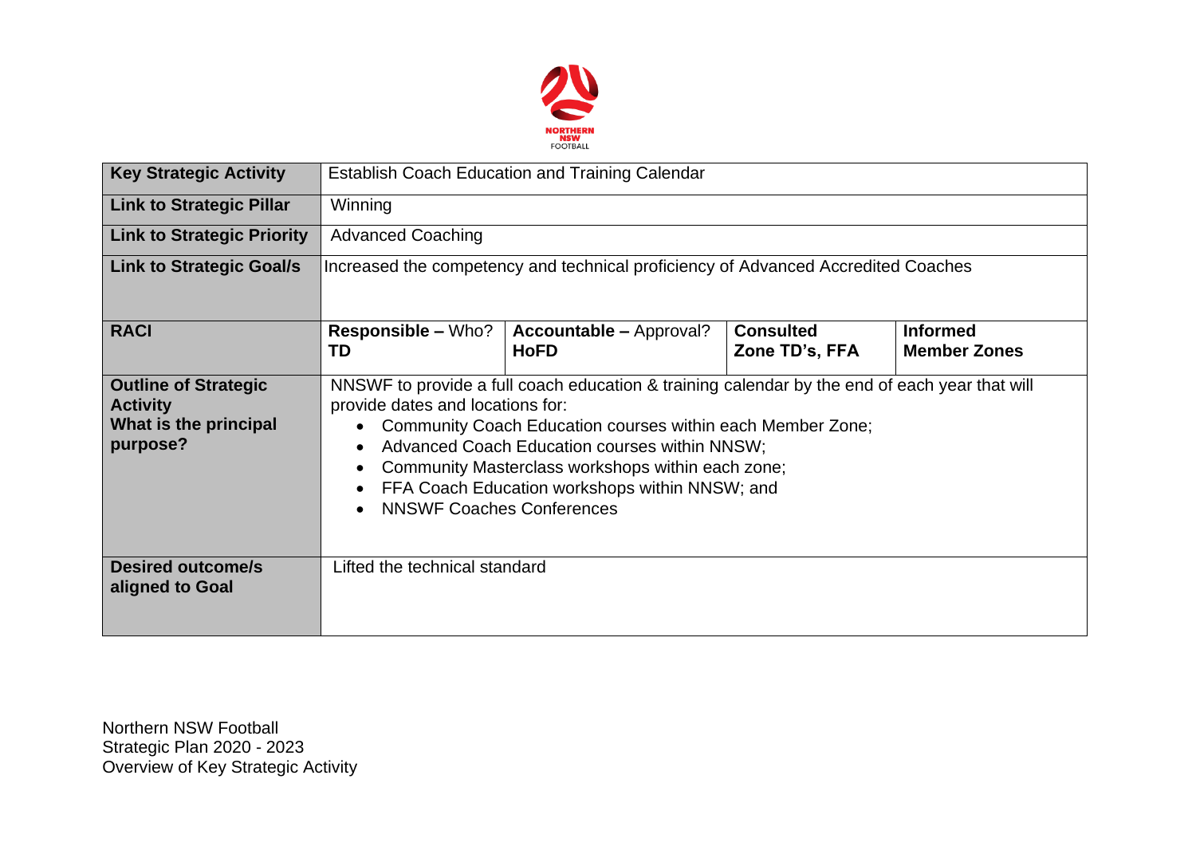| Key Strategic Activity | Establish Coach Education and Training Calendar | | | |
|---|---|---|---|---|
| **Link to Strategic Pillar** | Winning | | | |
| **Link to Strategic Priority** | Advanced Coaching | | | |
| **Link to Strategic Goal/s** | Increased the competency and technical proficiency of Advanced Accredited Coaches | | | |
| **RACI** | **Responsible –** Who?<br>**TD** | **Accountable –** Approval?<br>**HoFD** | **Consulted**<br>**Zone TD's, FFA** | **Informed**<br>**Member Zones** |
| **Outline of Strategic Activity**<br>**What is the principal purpose?** | NNSWF to provide a full coach education & training calendar by the end of each year that will provide dates and locations for:<br>• Community Coach Education courses within each Member Zone;<br>• Advanced Coach Education courses within NNSW;<br>• Community Masterclass workshops within each zone;<br>• FFA Coach Education workshops within NNSW; and<br>• NNSWF Coaches Conferences | | | |
| **Desired outcome/s aligned to Goal** | Lifted the technical standard | | | |

Northern NSW Football
Strategic Plan 2020 - 2023
Overview of Key Strategic Activity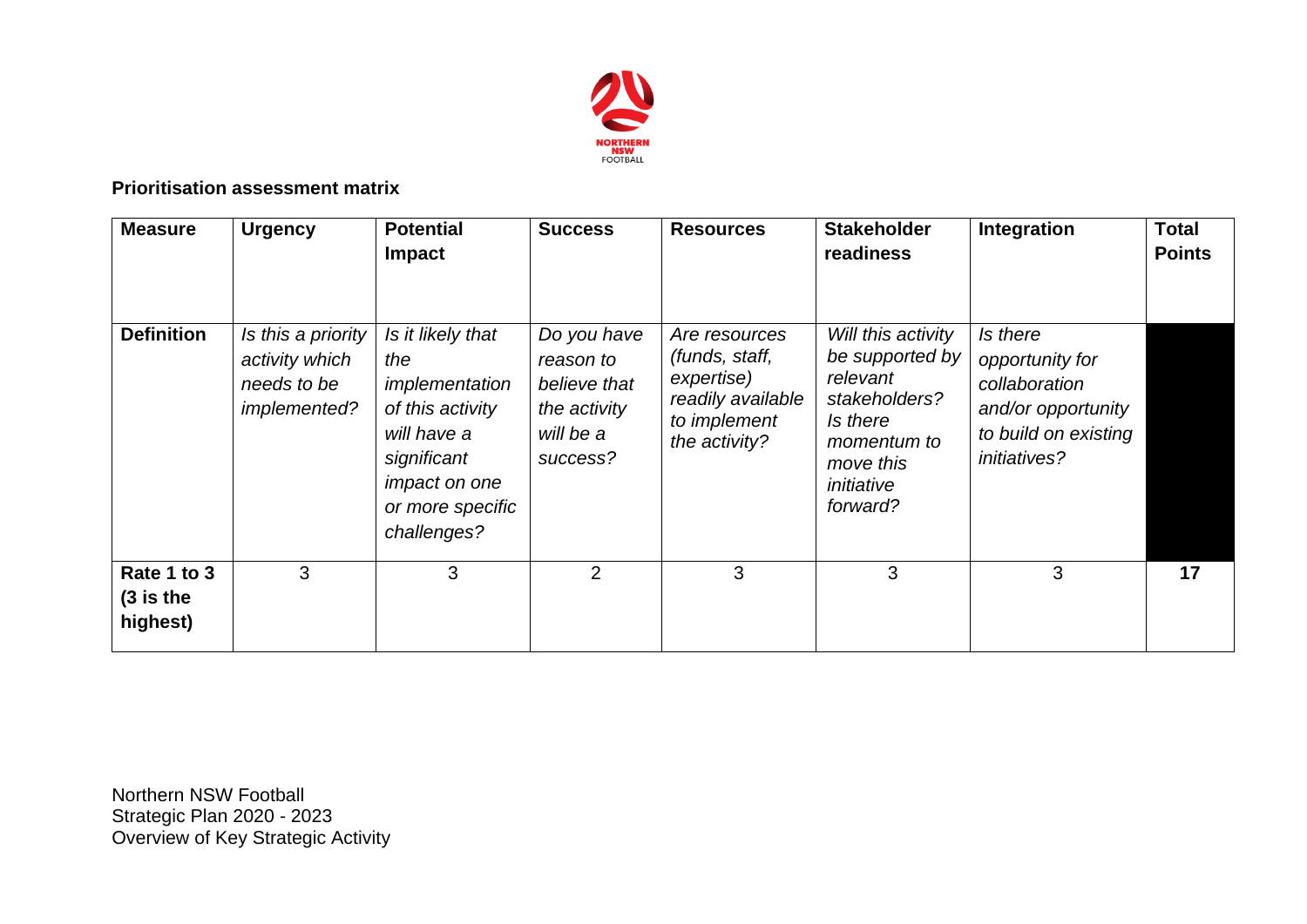**Prioritisation assessment matrix**

| Measure | Urgency | Potential Impact | Success | Resources | Stakeholder readiness | Integration | Total Points |
|---|---|---|---|---|---|---|---|
| **Definition** | *Is this a priority activity which needs to be implemented?* | *Is it likely that the implementation of this activity will have a significant impact on one or more specific challenges?* | *Do you have reason to believe that the activity will be a success?* | *Are resources (funds, staff, expertise) readily available to implement the activity?* | *Will this activity be supported by relevant stakeholders? Is there momentum to move this initiative forward?* | *Is there opportunity for collaboration and/or opportunity to build on existing initiatives?* | |
| **Rate 1 to 3 (3 is the highest)** | 3 | 3 | 2 | 3 | 3 | 3 | **17** |